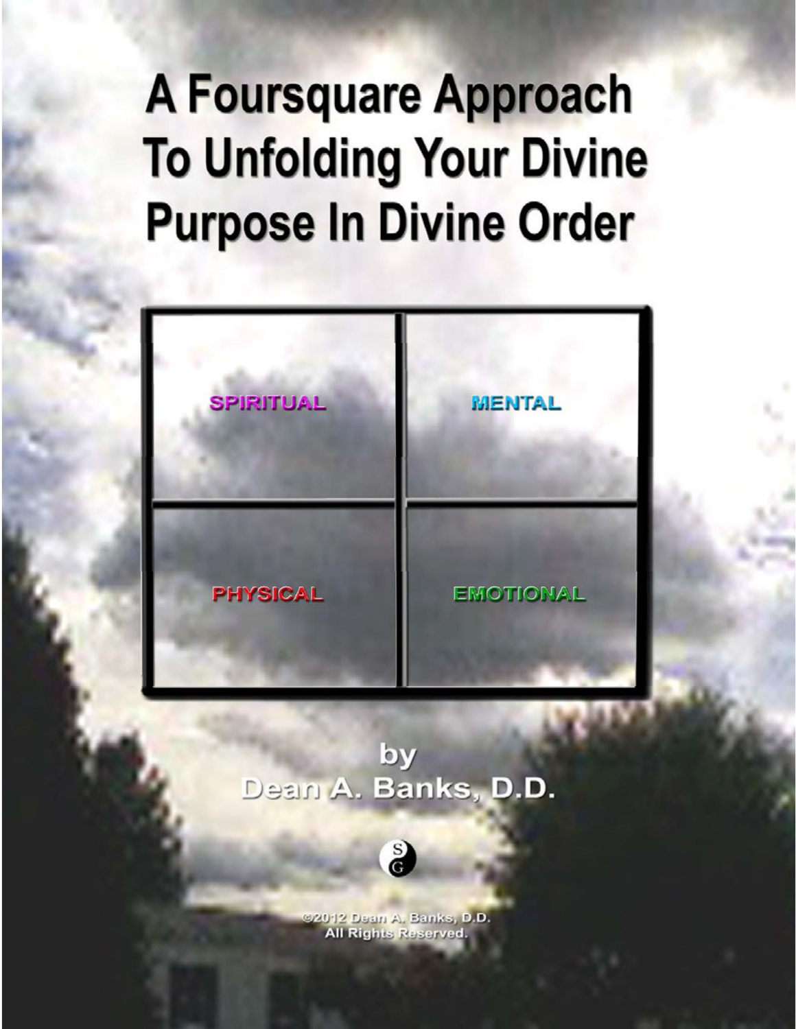# A Foursquare Approach To Unfolding Your Divine Purpose In Divine Order

| SPIRITUAL | MENTAL |
| --- | --- |
| PHYSICAL | EMOTIONAL |

by
Dean A. Banks, D.D.

©2012 Dean A. Banks, D.D.
All Rights Reserved.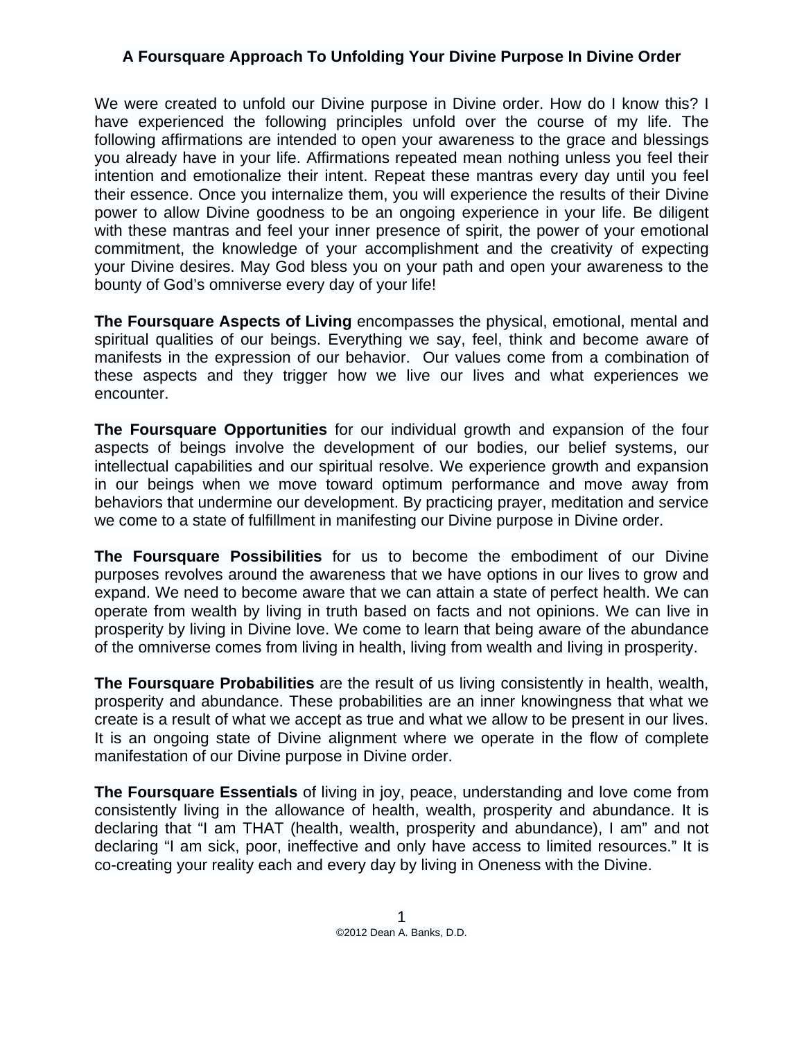# A Foursquare Approach To Unfolding Your Divine Purpose In Divine Order

We were created to unfold our Divine purpose in Divine order. How do I know this? I have experienced the following principles unfold over the course of my life. The following affirmations are intended to open your awareness to the grace and blessings you already have in your life. Affirmations repeated mean nothing unless you feel their intention and emotionalize their intent. Repeat these mantras every day until you feel their essence. Once you internalize them, you will experience the results of their Divine power to allow Divine goodness to be an ongoing experience in your life. Be diligent with these mantras and feel your inner presence of spirit, the power of your emotional commitment, the knowledge of your accomplishment and the creativity of expecting your Divine desires. May God bless you on your path and open your awareness to the bounty of God's omniverse every day of your life!

**The Foursquare Aspects of Living** encompasses the physical, emotional, mental and spiritual qualities of our beings. Everything we say, feel, think and become aware of manifests in the expression of our behavior. Our values come from a combination of these aspects and they trigger how we live our lives and what experiences we encounter.

**The Foursquare Opportunities** for our individual growth and expansion of the four aspects of beings involve the development of our bodies, our belief systems, our intellectual capabilities and our spiritual resolve. We experience growth and expansion in our beings when we move toward optimum performance and move away from behaviors that undermine our development. By practicing prayer, meditation and service we come to a state of fulfillment in manifesting our Divine purpose in Divine order.

**The Foursquare Possibilities** for us to become the embodiment of our Divine purposes revolves around the awareness that we have options in our lives to grow and expand. We need to become aware that we can attain a state of perfect health. We can operate from wealth by living in truth based on facts and not opinions. We can live in prosperity by living in Divine love. We come to learn that being aware of the abundance of the omniverse comes from living in health, living from wealth and living in prosperity.

**The Foursquare Probabilities** are the result of us living consistently in health, wealth, prosperity and abundance. These probabilities are an inner knowingness that what we create is a result of what we accept as true and what we allow to be present in our lives. It is an ongoing state of Divine alignment where we operate in the flow of complete manifestation of our Divine purpose in Divine order.

**The Foursquare Essentials** of living in joy, peace, understanding and love come from consistently living in the allowance of health, wealth, prosperity and abundance. It is declaring that "I am THAT (health, wealth, prosperity and abundance), I am" and not declaring "I am sick, poor, ineffective and only have access to limited resources." It is co-creating your reality each and every day by living in Oneness with the Divine.

©2012 Dean A. Banks, D.D.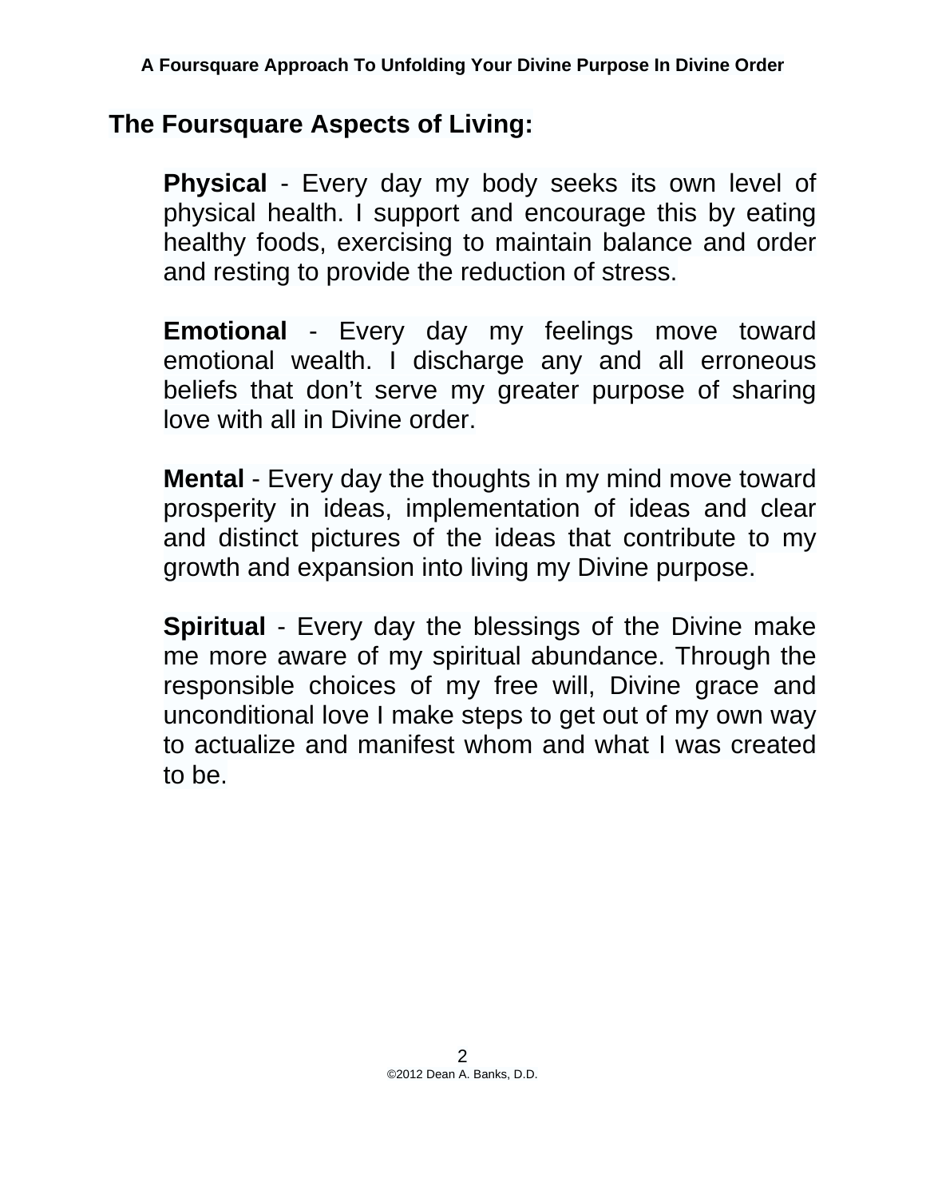## The Foursquare Aspects of Living:

**Physical** - Every day my body seeks its own level of physical health. I support and encourage this by eating healthy foods, exercising to maintain balance and order and resting to provide the reduction of stress.

**Emotional** - Every day my feelings move toward emotional wealth. I discharge any and all erroneous beliefs that don't serve my greater purpose of sharing love with all in Divine order.

**Mental** - Every day the thoughts in my mind move toward prosperity in ideas, implementation of ideas and clear and distinct pictures of the ideas that contribute to my growth and expansion into living my Divine purpose.

**Spiritual** - Every day the blessings of the Divine make me more aware of my spiritual abundance. Through the responsible choices of my free will, Divine grace and unconditional love I make steps to get out of my own way to actualize and manifest whom and what I was created to be.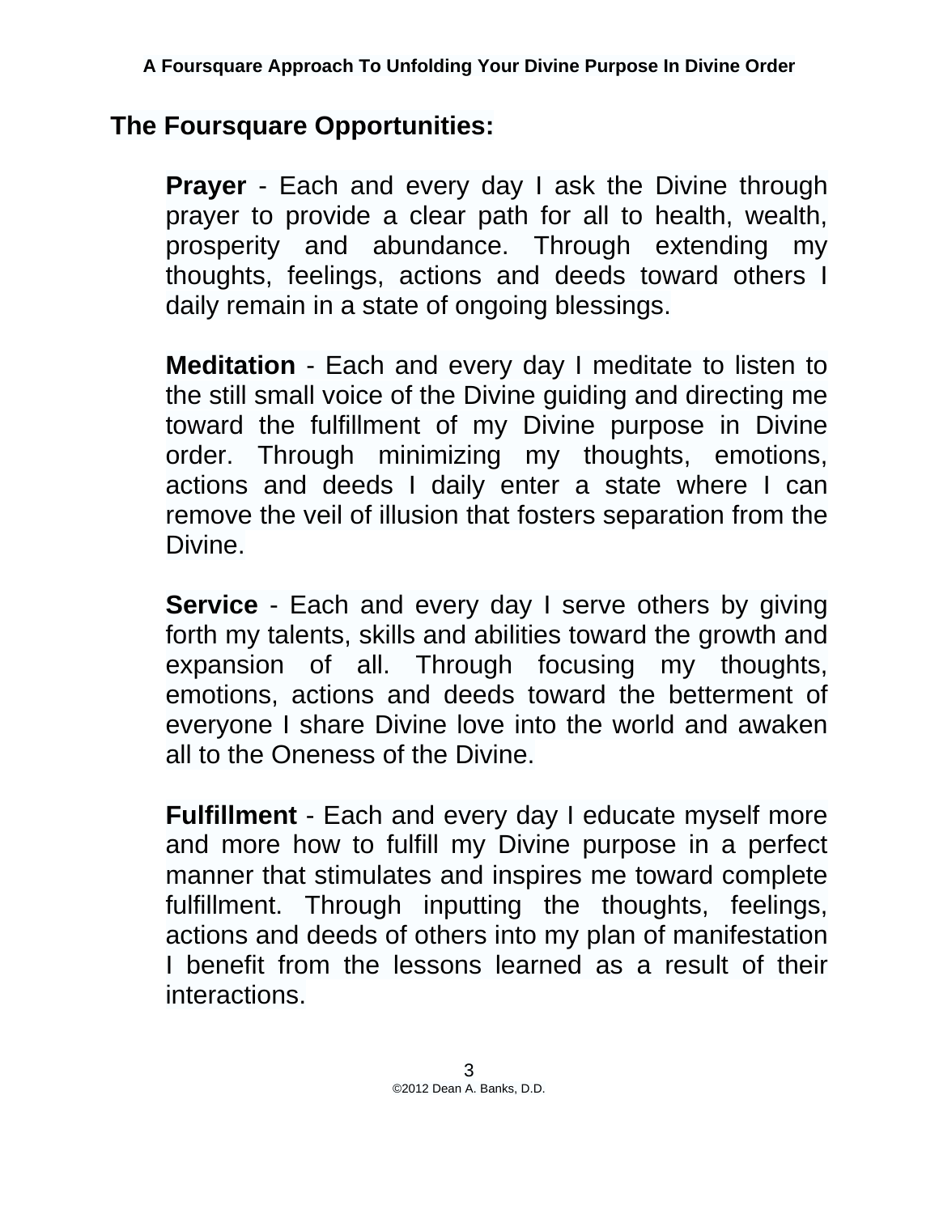## The Foursquare Opportunities:

**Prayer** - Each and every day I ask the Divine through prayer to provide a clear path for all to health, wealth, prosperity and abundance. Through extending my thoughts, feelings, actions and deeds toward others I daily remain in a state of ongoing blessings.

**Meditation** - Each and every day I meditate to listen to the still small voice of the Divine guiding and directing me toward the fulfillment of my Divine purpose in Divine order. Through minimizing my thoughts, emotions, actions and deeds I daily enter a state where I can remove the veil of illusion that fosters separation from the Divine.

**Service** - Each and every day I serve others by giving forth my talents, skills and abilities toward the growth and expansion of all. Through focusing my thoughts, emotions, actions and deeds toward the betterment of everyone I share Divine love into the world and awaken all to the Oneness of the Divine.

**Fulfillment** - Each and every day I educate myself more and more how to fulfill my Divine purpose in a perfect manner that stimulates and inspires me toward complete fulfillment. Through inputting the thoughts, feelings, actions and deeds of others into my plan of manifestation I benefit from the lessons learned as a result of their interactions.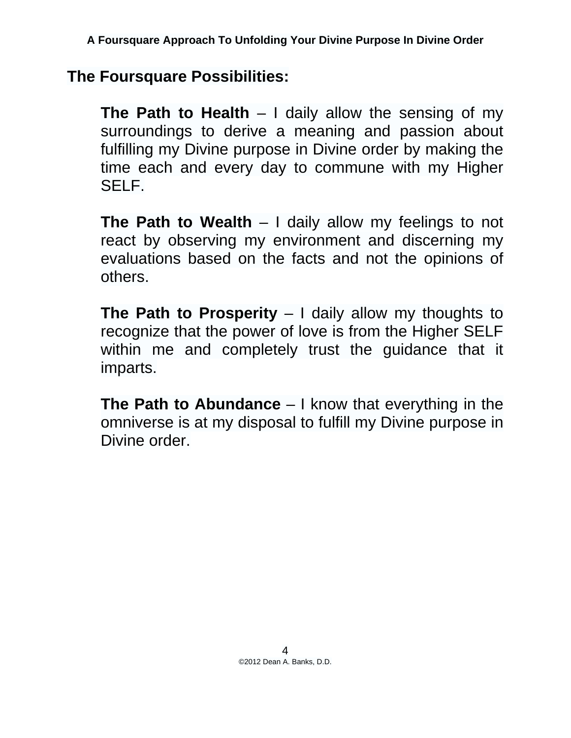## The Foursquare Possibilities:

**The Path to Health** – I daily allow the sensing of my surroundings to derive a meaning and passion about fulfilling my Divine purpose in Divine order by making the time each and every day to commune with my Higher SELF.

**The Path to Wealth** – I daily allow my feelings to not react by observing my environment and discerning my evaluations based on the facts and not the opinions of others.

**The Path to Prosperity** – I daily allow my thoughts to recognize that the power of love is from the Higher SELF within me and completely trust the guidance that it imparts.

**The Path to Abundance** – I know that everything in the omniverse is at my disposal to fulfill my Divine purpose in Divine order.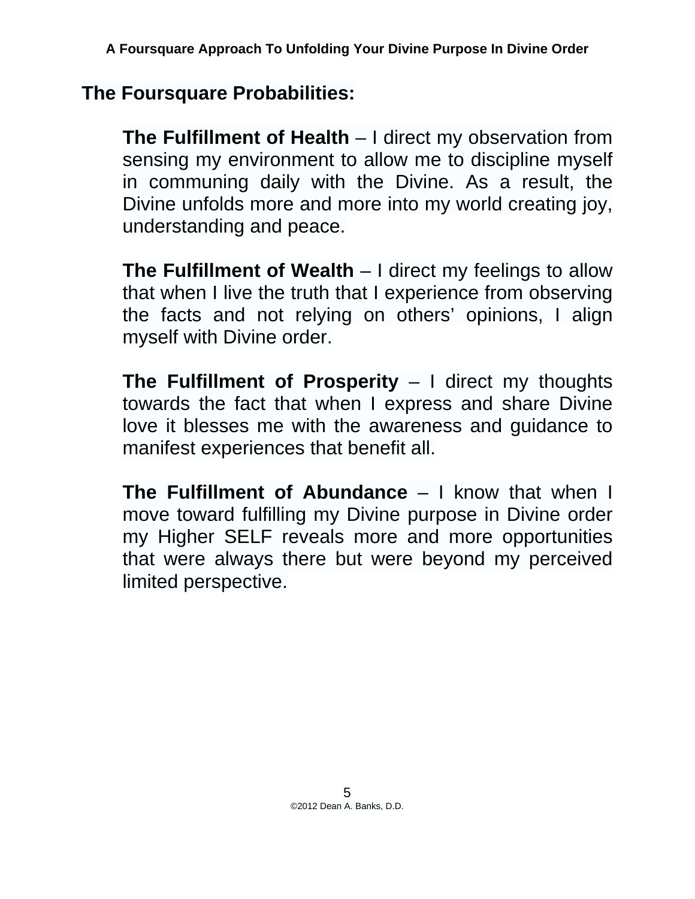## The Foursquare Probabilities:

**The Fulfillment of Health** – I direct my observation from sensing my environment to allow me to discipline myself in communing daily with the Divine. As a result, the Divine unfolds more and more into my world creating joy, understanding and peace.

**The Fulfillment of Wealth** – I direct my feelings to allow that when I live the truth that I experience from observing the facts and not relying on others' opinions, I align myself with Divine order.

**The Fulfillment of Prosperity** – I direct my thoughts towards the fact that when I express and share Divine love it blesses me with the awareness and guidance to manifest experiences that benefit all.

**The Fulfillment of Abundance** – I know that when I move toward fulfilling my Divine purpose in Divine order my Higher SELF reveals more and more opportunities that were always there but were beyond my perceived limited perspective.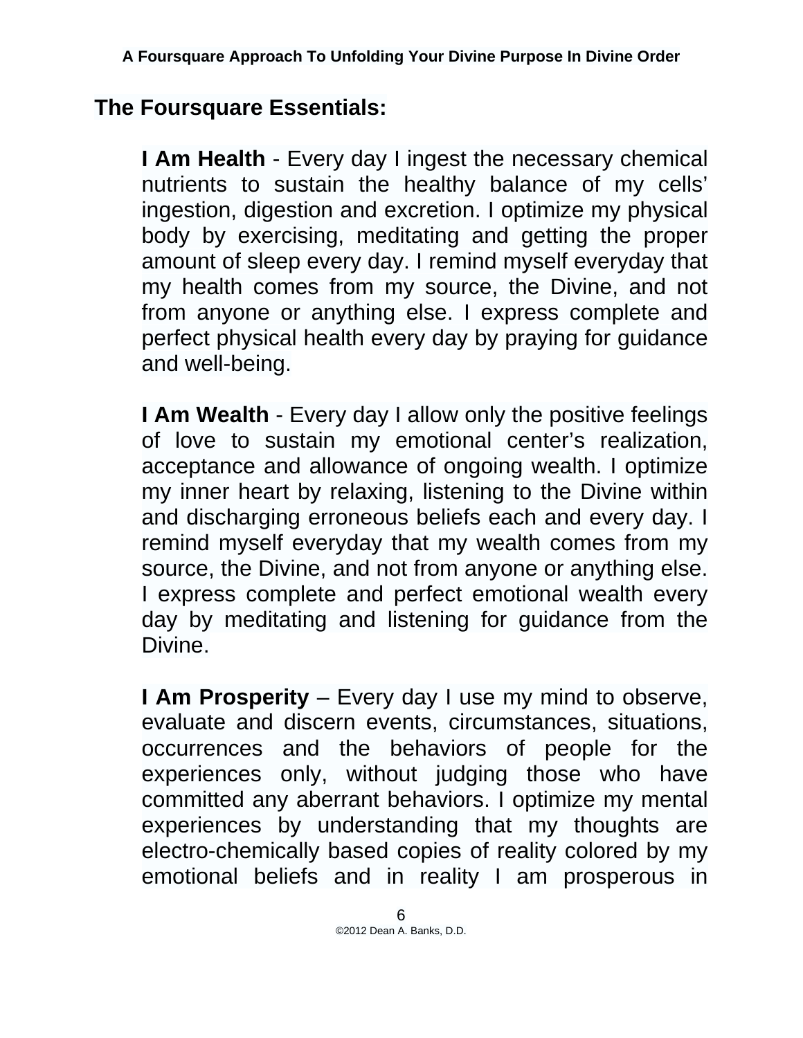## The Foursquare Essentials:

**I Am Health** - Every day I ingest the necessary chemical nutrients to sustain the healthy balance of my cells' ingestion, digestion and excretion. I optimize my physical body by exercising, meditating and getting the proper amount of sleep every day. I remind myself everyday that my health comes from my source, the Divine, and not from anyone or anything else. I express complete and perfect physical health every day by praying for guidance and well-being.

**I Am Wealth** - Every day I allow only the positive feelings of love to sustain my emotional center's realization, acceptance and allowance of ongoing wealth. I optimize my inner heart by relaxing, listening to the Divine within and discharging erroneous beliefs each and every day. I remind myself everyday that my wealth comes from my source, the Divine, and not from anyone or anything else. I express complete and perfect emotional wealth every day by meditating and listening for guidance from the Divine.

**I Am Prosperity** – Every day I use my mind to observe, evaluate and discern events, circumstances, situations, occurrences and the behaviors of people for the experiences only, without judging those who have committed any aberrant behaviors. I optimize my mental experiences by understanding that my thoughts are electro-chemically based copies of reality colored by my emotional beliefs and in reality I am prosperous in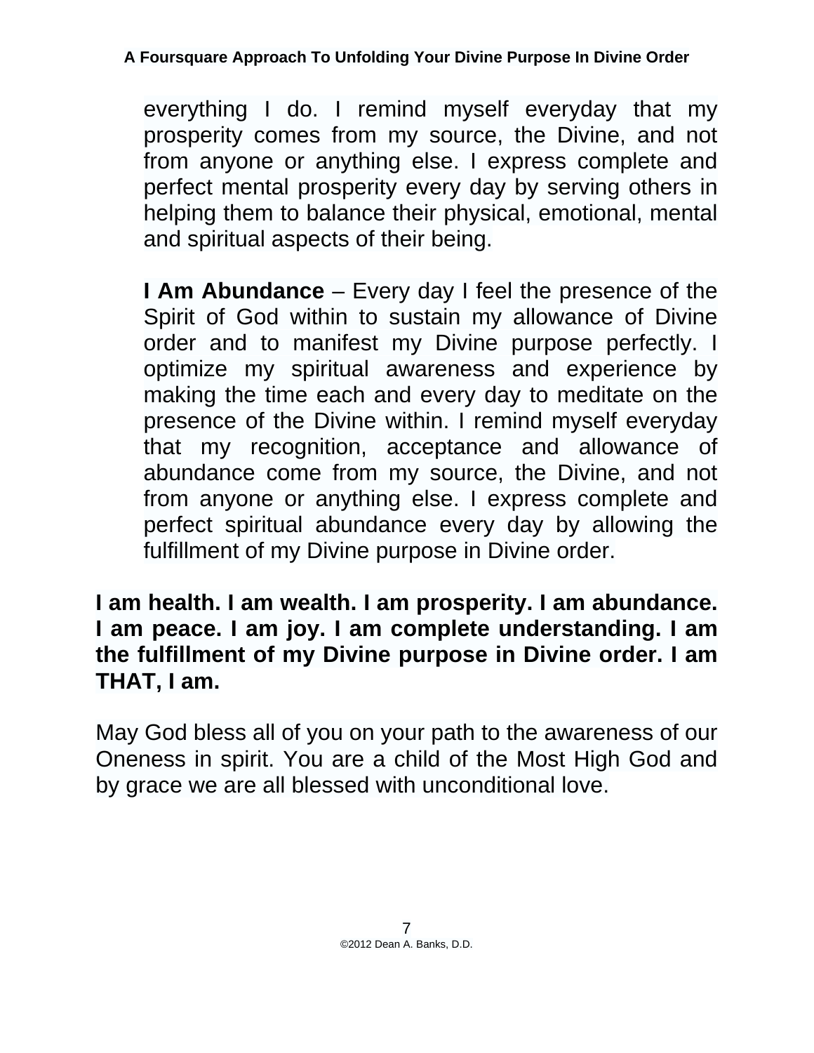everything I do. I remind myself everyday that my prosperity comes from my source, the Divine, and not from anyone or anything else. I express complete and perfect mental prosperity every day by serving others in helping them to balance their physical, emotional, mental and spiritual aspects of their being.

**I Am Abundance** – Every day I feel the presence of the Spirit of God within to sustain my allowance of Divine order and to manifest my Divine purpose perfectly. I optimize my spiritual awareness and experience by making the time each and every day to meditate on the presence of the Divine within. I remind myself everyday that my recognition, acceptance and allowance of abundance come from my source, the Divine, and not from anyone or anything else. I express complete and perfect spiritual abundance every day by allowing the fulfillment of my Divine purpose in Divine order.

**I am health. I am wealth. I am prosperity. I am abundance. I am peace. I am joy. I am complete understanding. I am the fulfillment of my Divine purpose in Divine order. I am THAT, I am.**

May God bless all of you on your path to the awareness of our Oneness in spirit. You are a child of the Most High God and by grace we are all blessed with unconditional love.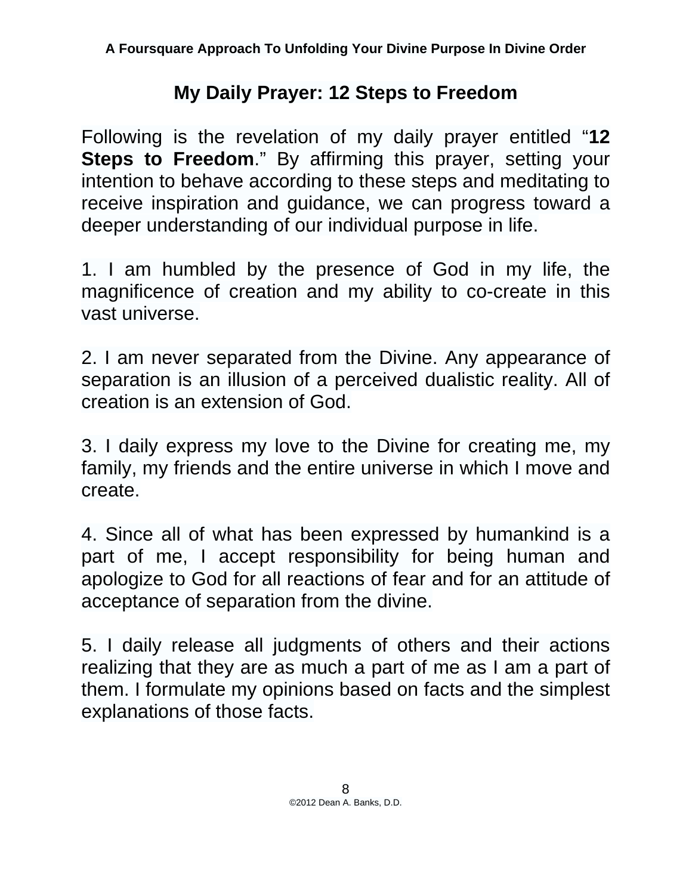## My Daily Prayer: 12 Steps to Freedom

Following is the revelation of my daily prayer entitled "**12 Steps to Freedom**." By affirming this prayer, setting your intention to behave according to these steps and meditating to receive inspiration and guidance, we can progress toward a deeper understanding of our individual purpose in life.

1. I am humbled by the presence of God in my life, the magnificence of creation and my ability to co-create in this vast universe.

2. I am never separated from the Divine. Any appearance of separation is an illusion of a perceived dualistic reality. All of creation is an extension of God.

3. I daily express my love to the Divine for creating me, my family, my friends and the entire universe in which I move and create.

4. Since all of what has been expressed by humankind is a part of me, I accept responsibility for being human and apologize to God for all reactions of fear and for an attitude of acceptance of separation from the divine.

5. I daily release all judgments of others and their actions realizing that they are as much a part of me as I am a part of them. I formulate my opinions based on facts and the simplest explanations of those facts.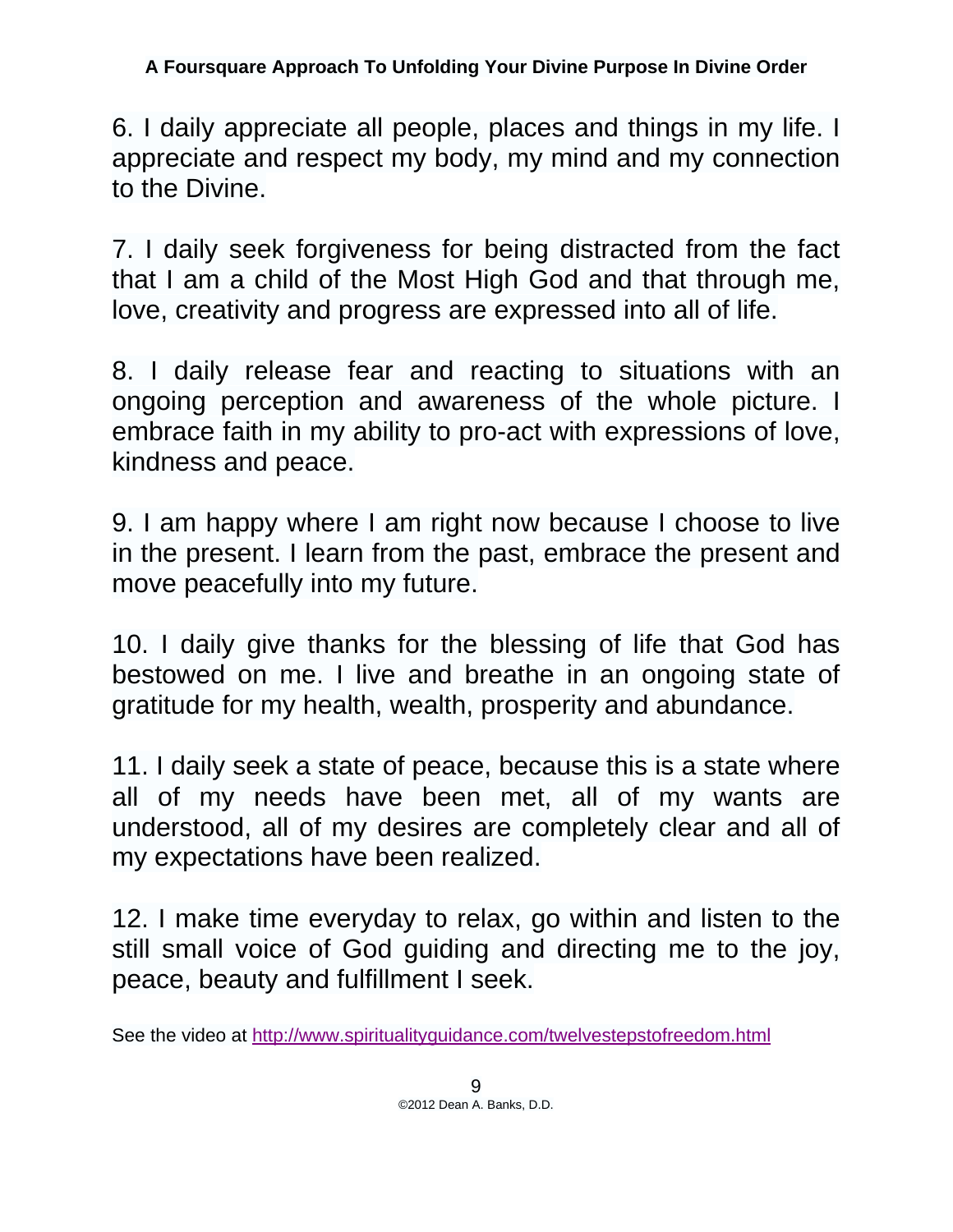6. I daily appreciate all people, places and things in my life. I appreciate and respect my body, my mind and my connection to the Divine.

7. I daily seek forgiveness for being distracted from the fact that I am a child of the Most High God and that through me, love, creativity and progress are expressed into all of life.

8. I daily release fear and reacting to situations with an ongoing perception and awareness of the whole picture. I embrace faith in my ability to pro-act with expressions of love, kindness and peace.

9. I am happy where I am right now because I choose to live in the present. I learn from the past, embrace the present and move peacefully into my future.

10. I daily give thanks for the blessing of life that God has bestowed on me. I live and breathe in an ongoing state of gratitude for my health, wealth, prosperity and abundance.

11. I daily seek a state of peace, because this is a state where all of my needs have been met, all of my wants are understood, all of my desires are completely clear and all of my expectations have been realized.

12. I make time everyday to relax, go within and listen to the still small voice of God guiding and directing me to the joy, peace, beauty and fulfillment I seek.

See the video at [http://www.spiritualityguidance.com/twelvestepstofreedom.html](http://www.spiritualityguidance.com/twelvestepstofreedom.html)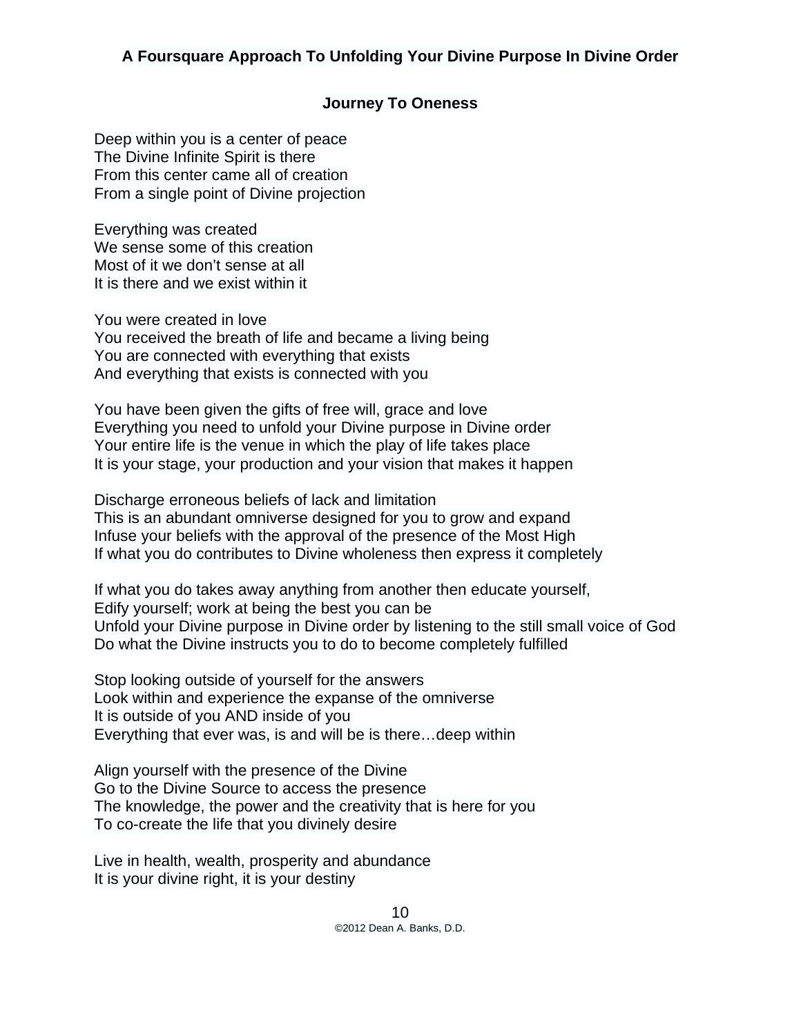## Journey To Oneness

Deep within you is a center of peace  
The Divine Infinite Spirit is there  
From this center came all of creation  
From a single point of Divine projection

Everything was created  
We sense some of this creation  
Most of it we don't sense at all  
It is there and we exist within it

You were created in love  
You received the breath of life and became a living being  
You are connected with everything that exists  
And everything that exists is connected with you

You have been given the gifts of free will, grace and love  
Everything you need to unfold your Divine purpose in Divine order  
Your entire life is the venue in which the play of life takes place  
It is your stage, your production and your vision that makes it happen

Discharge erroneous beliefs of lack and limitation  
This is an abundant omniverse designed for you to grow and expand  
Infuse your beliefs with the approval of the presence of the Most High  
If what you do contributes to Divine wholeness then express it completely

If what you do takes away anything from another then educate yourself,  
Edify yourself; work at being the best you can be  
Unfold your Divine purpose in Divine order by listening to the still small voice of God  
Do what the Divine instructs you to do to become completely fulfilled

Stop looking outside of yourself for the answers  
Look within and experience the expanse of the omniverse  
It is outside of you AND inside of you  
Everything that ever was, is and will be is there…deep within

Align yourself with the presence of the Divine  
Go to the Divine Source to access the presence  
The knowledge, the power and the creativity that is here for you  
To co-create the life that you divinely desire

Live in health, wealth, prosperity and abundance  
It is your divine right, it is your destiny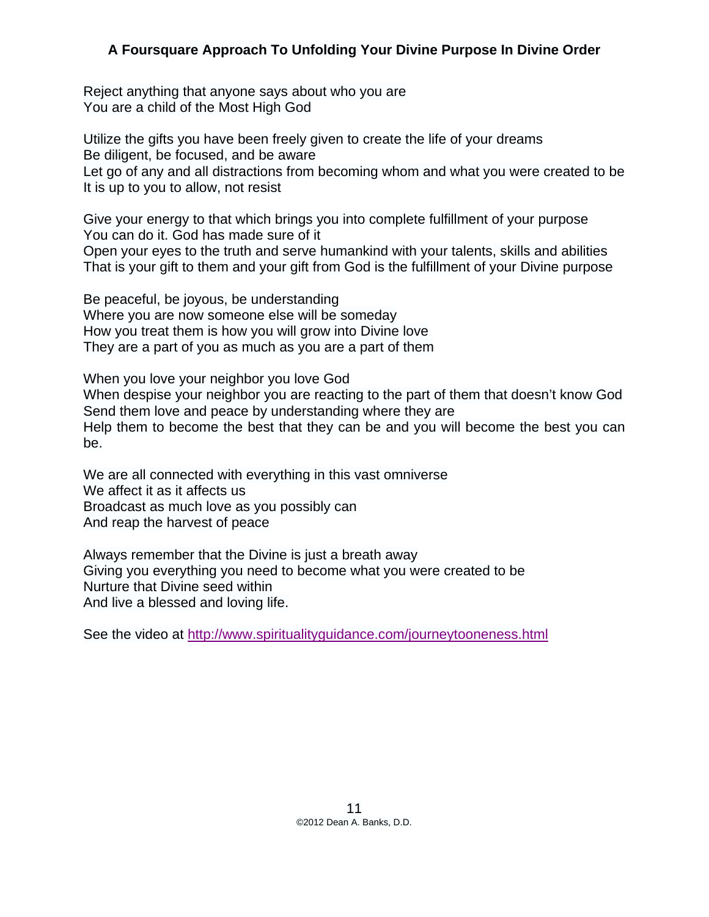Reject anything that anyone says about who you are
You are a child of the Most High God

Utilize the gifts you have been freely given to create the life of your dreams
Be diligent, be focused, and be aware
Let go of any and all distractions from becoming whom and what you were created to be
It is up to you to allow, not resist

Give your energy to that which brings you into complete fulfillment of your purpose
You can do it. God has made sure of it
Open your eyes to the truth and serve humankind with your talents, skills and abilities
That is your gift to them and your gift from God is the fulfillment of your Divine purpose

Be peaceful, be joyous, be understanding
Where you are now someone else will be someday
How you treat them is how you will grow into Divine love
They are a part of you as much as you are a part of them

When you love your neighbor you love God
When despise your neighbor you are reacting to the part of them that doesn't know God
Send them love and peace by understanding where they are
Help them to become the best that they can be and you will become the best you can be.

We are all connected with everything in this vast omniverse
We affect it as it affects us
Broadcast as much love as you possibly can
And reap the harvest of peace

Always remember that the Divine is just a breath away
Giving you everything you need to become what you were created to be
Nurture that Divine seed within
And live a blessed and loving life.

See the video at http://www.spiritualityguidance.com/journeytooneness.html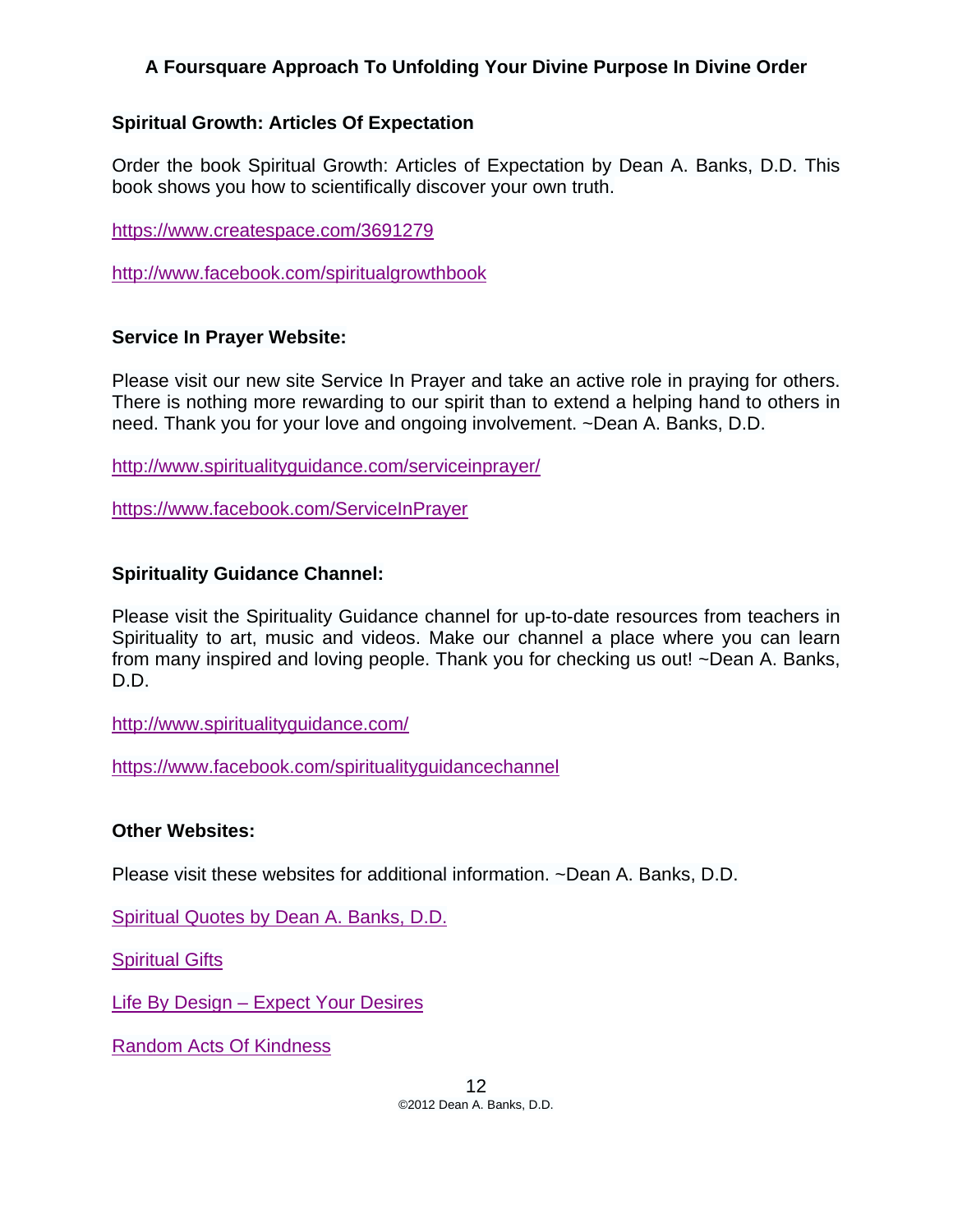## Spiritual Growth: Articles Of Expectation

Order the book Spiritual Growth: Articles of Expectation by Dean A. Banks, D.D. This book shows you how to scientifically discover your own truth.

https://www.createspace.com/3691279

http://www.facebook.com/spiritualgrowthbook

## Service In Prayer Website:

Please visit our new site Service In Prayer and take an active role in praying for others. There is nothing more rewarding to our spirit than to extend a helping hand to others in need. Thank you for your love and ongoing involvement. ~Dean A. Banks, D.D.

http://www.spiritualityguidance.com/serviceinprayer/

https://www.facebook.com/ServiceInPrayer

## Spirituality Guidance Channel:

Please visit the Spirituality Guidance channel for up-to-date resources from teachers in Spirituality to art, music and videos. Make our channel a place where you can learn from many inspired and loving people. Thank you for checking us out! ~Dean A. Banks, D.D.

http://www.spiritualityguidance.com/

https://www.facebook.com/spiritualityguidancechannel

## Other Websites:

Please visit these websites for additional information. ~Dean A. Banks, D.D.

Spiritual Quotes by Dean A. Banks, D.D.

Spiritual Gifts

Life By Design – Expect Your Desires

Random Acts Of Kindness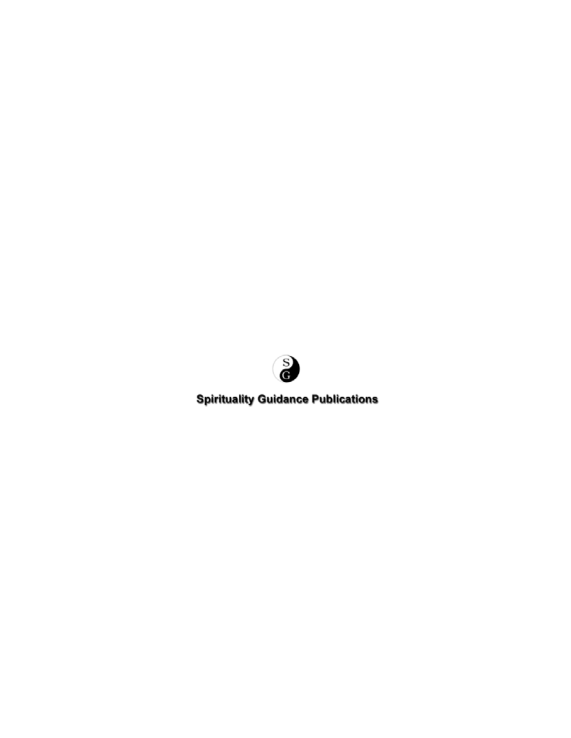Spirituality Guidance Publications